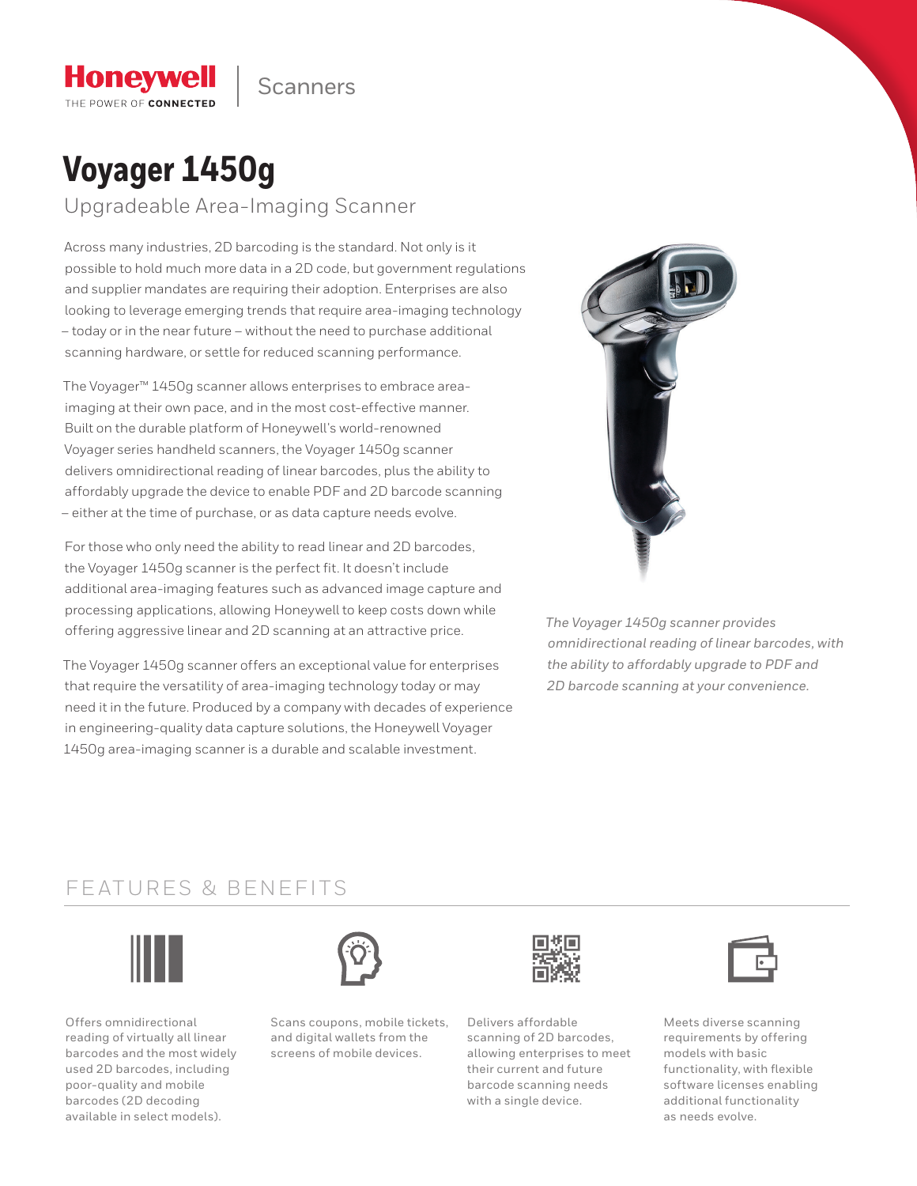Honeywell
THE POWER OF **CONNECTED**

Scanners

# Voyager 1450g

## Upgradeable Area-Imaging Scanner

Across many industries, 2D barcoding is the standard. Not only is it possible to hold much more data in a 2D code, but government regulations and supplier mandates are requiring their adoption. Enterprises are also looking to leverage emerging trends that require area-imaging technology – today or in the near future – without the need to purchase additional scanning hardware, or settle for reduced scanning performance.

The Voyager™ 1450g scanner allows enterprises to embrace area-imaging at their own pace, and in the most cost-effective manner. Built on the durable platform of Honeywell's world-renowned Voyager series handheld scanners, the Voyager 1450g scanner delivers omnidirectional reading of linear barcodes, plus the ability to affordably upgrade the device to enable PDF and 2D barcode scanning – either at the time of purchase, or as data capture needs evolve.

For those who only need the ability to read linear and 2D barcodes, the Voyager 1450g scanner is the perfect fit. It doesn't include additional area-imaging features such as advanced image capture and processing applications, allowing Honeywell to keep costs down while offering aggressive linear and 2D scanning at an attractive price.

The Voyager 1450g scanner offers an exceptional value for enterprises that require the versatility of area-imaging technology today or may need it in the future. Produced by a company with decades of experience in engineering-quality data capture solutions, the Honeywell Voyager 1450g area-imaging scanner is a durable and scalable investment.

*The Voyager 1450g scanner provides omnidirectional reading of linear barcodes, with the ability to affordably upgrade to PDF and 2D barcode scanning at your convenience.*

## FEATURES & BENEFITS

Offers omnidirectional reading of virtually all linear barcodes and the most widely used 2D barcodes, including poor-quality and mobile barcodes (2D decoding available in select models).

Scans coupons, mobile tickets, and digital wallets from the screens of mobile devices.

Delivers affordable scanning of 2D barcodes, allowing enterprises to meet their current and future barcode scanning needs with a single device.

Meets diverse scanning requirements by offering models with basic functionality, with flexible software licenses enabling additional functionality as needs evolve.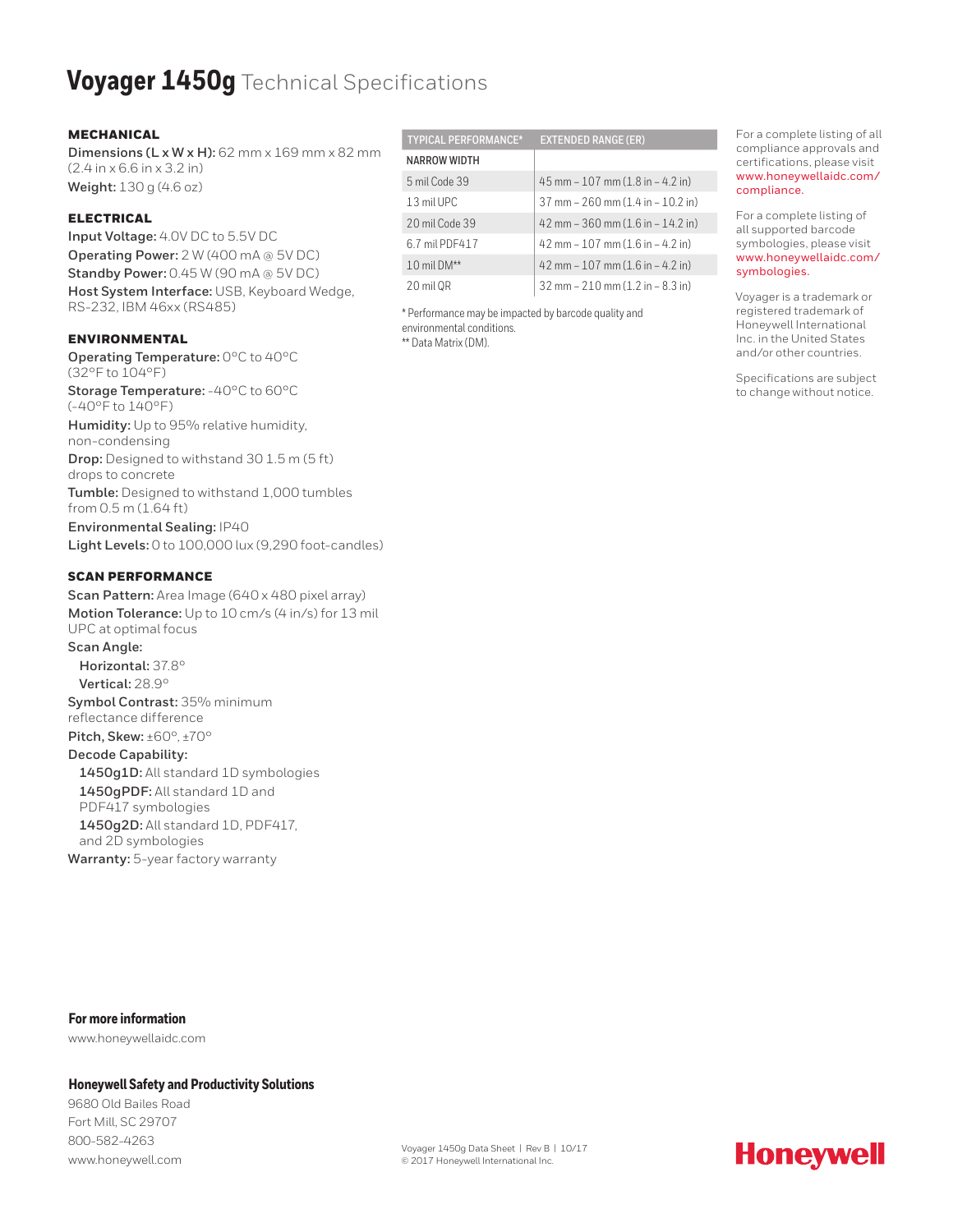# **Voyager 1450g** Technical Specifications

### MECHANICAL

**Dimensions (L x W x H):** 62 mm x 169 mm x 82 mm (2.4 in x 6.6 in x 3.2 in)

**Weight:** 130 g (4.6 oz)

### ELECTRICAL

**Input Voltage:** 4.0V DC to 5.5V DC

**Operating Power:** 2 W (400 mA @ 5V DC)

**Standby Power:** 0.45 W (90 mA @ 5V DC)

**Host System Interface:** USB, Keyboard Wedge, RS-232, IBM 46xx (RS485)

### ENVIRONMENTAL

**Operating Temperature:** 0°C to 40°C (32°F to 104°F)

**Storage Temperature:** -40°C to 60°C (-40°F to 140°F)

**Humidity:** Up to 95% relative humidity, non-condensing

**Drop:** Designed to withstand 30 1.5 m (5 ft) drops to concrete

**Tumble:** Designed to withstand 1,000 tumbles from 0.5 m (1.64 ft)

**Environmental Sealing:** IP40

**Light Levels:** 0 to 100,000 lux (9,290 foot-candles)

### SCAN PERFORMANCE

**Scan Pattern:** Area Image (640 x 480 pixel array)

**Motion Tolerance:** Up to 10 cm/s (4 in/s) for 13 mil UPC at optimal focus

**Scan Angle:**

- **Horizontal:** 37.8°
- **Vertical:** 28.9°

**Symbol Contrast:** 35% minimum reflectance difference

**Pitch, Skew:** ±60°, ±70°

**Decode Capability:**

- **1450g1D:** All standard 1D symbologies
- **1450gPDF:** All standard 1D and PDF417 symbologies
- **1450g2D:** All standard 1D, PDF417, and 2D symbologies

**Warranty:** 5-year factory warranty

| TYPICAL PERFORMANCE* | EXTENDED RANGE (ER) |
|---|---|
| NARROW WIDTH | |
| 5 mil Code 39 | 45 mm – 107 mm (1.8 in – 4.2 in) |
| 13 mil UPC | 37 mm – 260 mm (1.4 in – 10.2 in) |
| 20 mil Code 39 | 42 mm – 360 mm (1.6 in – 14.2 in) |
| 6.7 mil PDF417 | 42 mm – 107 mm (1.6 in – 4.2 in) |
| 10 mil DM** | 42 mm – 107 mm (1.6 in – 4.2 in) |
| 20 mil QR | 32 mm – 210 mm (1.2 in – 8.3 in) |

\* Performance may be impacted by barcode quality and environmental conditions.

\*\* Data Matrix (DM).

For a complete listing of all compliance approvals and certifications, please visit www.honeywellaidc.com/compliance.

For a complete listing of all supported barcode symbologies, please visit www.honeywellaidc.com/symbologies.

Voyager is a trademark or registered trademark of Honeywell International Inc. in the United States and/or other countries.

Specifications are subject to change without notice.

**For more information**

www.honeywellaidc.com

**Honeywell Safety and Productivity Solutions**

9680 Old Bailes Road
Fort Mill, SC 29707
800-582-4263
www.honeywell.com

Voyager 1450g Data Sheet | Rev B | 10/17
© 2017 Honeywell International Inc.

Honeywell